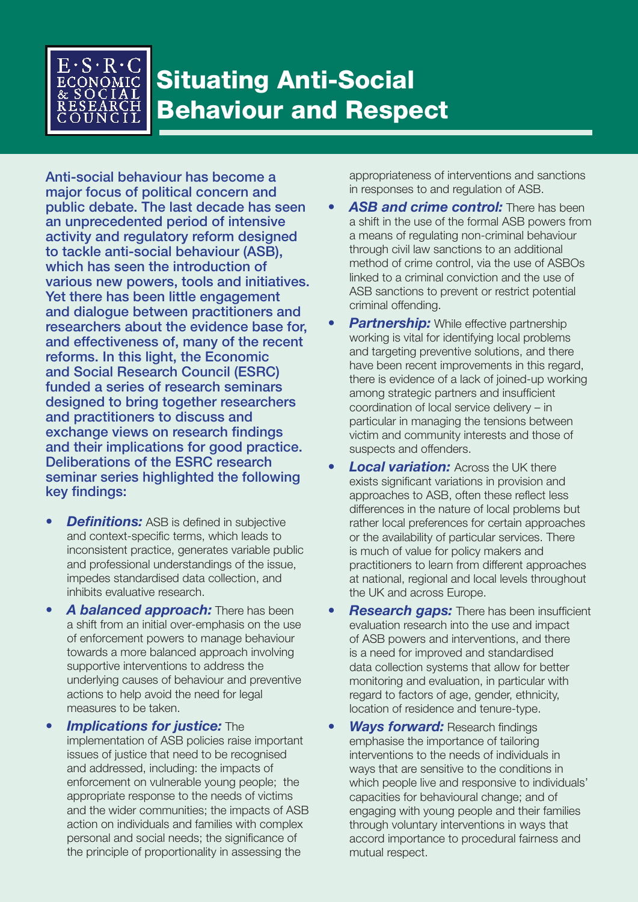# Situating Anti-Social Behaviour and Respect

**Anti-social behaviour has become a major focus of political concern and public debate. The last decade has seen an unprecedented period of intensive activity and regulatory reform designed to tackle anti-social behaviour (ASB), which has seen the introduction of various new powers, tools and initiatives. Yet there has been little engagement and dialogue between practitioners and researchers about the evidence base for, and effectiveness of, many of the recent reforms. In this light, the Economic and Social Research Council (ESRC) funded a series of research seminars designed to bring together researchers and practitioners to discuss and exchange views on research findings and their implications for good practice. Deliberations of the ESRC research seminar series highlighted the following key findings:**

- ***Definitions:*** ASB is defined in subjective and context-specific terms, which leads to inconsistent practice, generates variable public and professional understandings of the issue, impedes standardised data collection, and inhibits evaluative research.
- ***A balanced approach:*** There has been a shift from an initial over-emphasis on the use of enforcement powers to manage behaviour towards a more balanced approach involving supportive interventions to address the underlying causes of behaviour and preventive actions to help avoid the need for legal measures to be taken.
- ***Implications for justice:*** The implementation of ASB policies raise important issues of justice that need to be recognised and addressed, including: the impacts of enforcement on vulnerable young people; the appropriate response to the needs of victims and the wider communities; the impacts of ASB action on individuals and families with complex personal and social needs; the significance of the principle of proportionality in assessing the appropriateness of interventions and sanctions in responses to and regulation of ASB.
- ***ASB and crime control:*** There has been a shift in the use of the formal ASB powers from a means of regulating non-criminal behaviour through civil law sanctions to an additional method of crime control, via the use of ASBOs linked to a criminal conviction and the use of ASB sanctions to prevent or restrict potential criminal offending.
- ***Partnership:*** While effective partnership working is vital for identifying local problems and targeting preventive solutions, and there have been recent improvements in this regard, there is evidence of a lack of joined-up working among strategic partners and insufficient coordination of local service delivery – in particular in managing the tensions between victim and community interests and those of suspects and offenders.
- ***Local variation:*** Across the UK there exists significant variations in provision and approaches to ASB, often these reflect less differences in the nature of local problems but rather local preferences for certain approaches or the availability of particular services. There is much of value for policy makers and practitioners to learn from different approaches at national, regional and local levels throughout the UK and across Europe.
- ***Research gaps:*** There has been insufficient evaluation research into the use and impact of ASB powers and interventions, and there is a need for improved and standardised data collection systems that allow for better monitoring and evaluation, in particular with regard to factors of age, gender, ethnicity, location of residence and tenure-type.
- ***Ways forward:*** Research findings emphasise the importance of tailoring interventions to the needs of individuals in ways that are sensitive to the conditions in which people live and responsive to individuals' capacities for behavioural change; and of engaging with young people and their families through voluntary interventions in ways that accord importance to procedural fairness and mutual respect.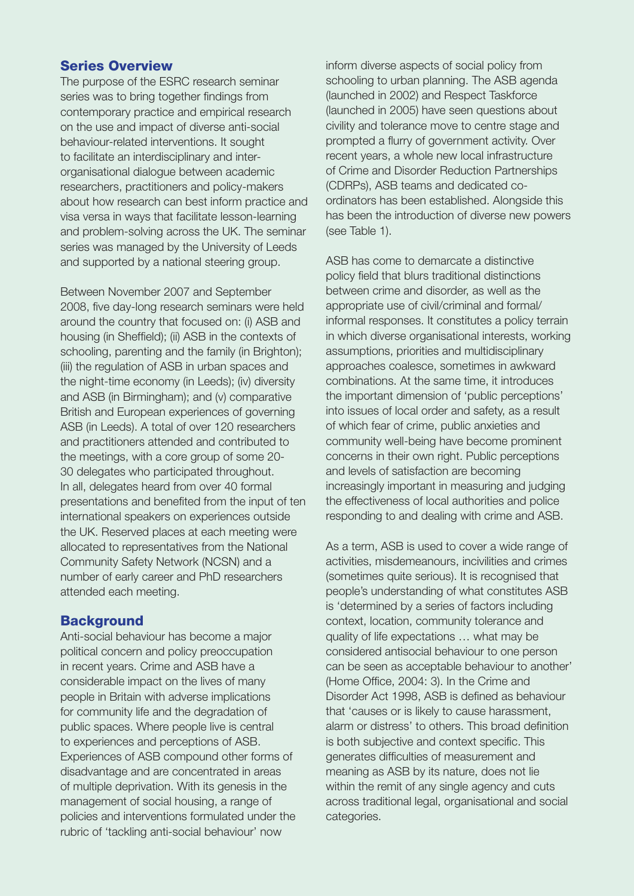## Series Overview

The purpose of the ESRC research seminar series was to bring together findings from contemporary practice and empirical research on the use and impact of diverse anti-social behaviour-related interventions. It sought to facilitate an interdisciplinary and inter-organisational dialogue between academic researchers, practitioners and policy-makers about how research can best inform practice and visa versa in ways that facilitate lesson-learning and problem-solving across the UK. The seminar series was managed by the University of Leeds and supported by a national steering group.

Between November 2007 and September 2008, five day-long research seminars were held around the country that focused on: (i) ASB and housing (in Sheffield); (ii) ASB in the contexts of schooling, parenting and the family (in Brighton); (iii) the regulation of ASB in urban spaces and the night-time economy (in Leeds); (iv) diversity and ASB (in Birmingham); and (v) comparative British and European experiences of governing ASB (in Leeds). A total of over 120 researchers and practitioners attended and contributed to the meetings, with a core group of some 20-30 delegates who participated throughout. In all, delegates heard from over 40 formal presentations and benefited from the input of ten international speakers on experiences outside the UK. Reserved places at each meeting were allocated to representatives from the National Community Safety Network (NCSN) and a number of early career and PhD researchers attended each meeting.

## Background

Anti-social behaviour has become a major political concern and policy preoccupation in recent years. Crime and ASB have a considerable impact on the lives of many people in Britain with adverse implications for community life and the degradation of public spaces. Where people live is central to experiences and perceptions of ASB. Experiences of ASB compound other forms of disadvantage and are concentrated in areas of multiple deprivation. With its genesis in the management of social housing, a range of policies and interventions formulated under the rubric of 'tackling anti-social behaviour' now inform diverse aspects of social policy from schooling to urban planning. The ASB agenda (launched in 2002) and Respect Taskforce (launched in 2005) have seen questions about civility and tolerance move to centre stage and prompted a flurry of government activity. Over recent years, a whole new local infrastructure of Crime and Disorder Reduction Partnerships (CDRPs), ASB teams and dedicated co-ordinators has been established. Alongside this has been the introduction of diverse new powers (see Table 1).

ASB has come to demarcate a distinctive policy field that blurs traditional distinctions between crime and disorder, as well as the appropriate use of civil/criminal and formal/informal responses. It constitutes a policy terrain in which diverse organisational interests, working assumptions, priorities and multidisciplinary approaches coalesce, sometimes in awkward combinations. At the same time, it introduces the important dimension of 'public perceptions' into issues of local order and safety, as a result of which fear of crime, public anxieties and community well-being have become prominent concerns in their own right. Public perceptions and levels of satisfaction are becoming increasingly important in measuring and judging the effectiveness of local authorities and police responding to and dealing with crime and ASB.

As a term, ASB is used to cover a wide range of activities, misdemeanours, incivilities and crimes (sometimes quite serious). It is recognised that people's understanding of what constitutes ASB is 'determined by a series of factors including context, location, community tolerance and quality of life expectations … what may be considered antisocial behaviour to one person can be seen as acceptable behaviour to another' (Home Office, 2004: 3). In the Crime and Disorder Act 1998, ASB is defined as behaviour that 'causes or is likely to cause harassment, alarm or distress' to others. This broad definition is both subjective and context specific. This generates difficulties of measurement and meaning as ASB by its nature, does not lie within the remit of any single agency and cuts across traditional legal, organisational and social categories.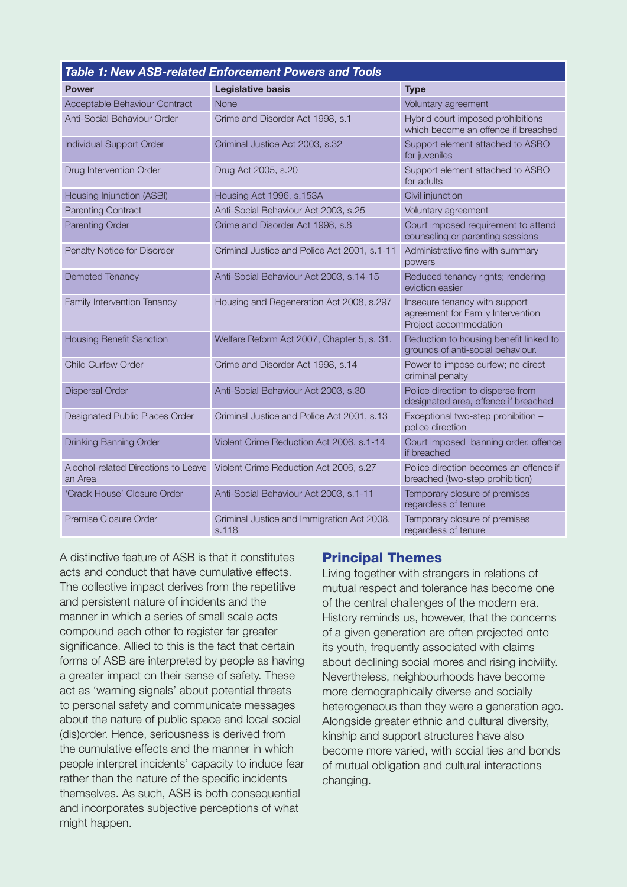**Table 1: New ASB-related Enforcement Powers and Tools**

| Power | Legislative basis | Type |
|---|---|---|
| Acceptable Behaviour Contract | None | Voluntary agreement |
| Anti-Social Behaviour Order | Crime and Disorder Act 1998, s.1 | Hybrid court imposed prohibitions which become an offence if breached |
| Individual Support Order | Criminal Justice Act 2003, s.32 | Support element attached to ASBO for juveniles |
| Drug Intervention Order | Drug Act 2005, s.20 | Support element attached to ASBO for adults |
| Housing Injunction (ASBI) | Housing Act 1996, s.153A | Civil injunction |
| Parenting Contract | Anti-Social Behaviour Act 2003, s.25 | Voluntary agreement |
| Parenting Order | Crime and Disorder Act 1998, s.8 | Court imposed requirement to attend counseling or parenting sessions |
| Penalty Notice for Disorder | Criminal Justice and Police Act 2001, s.1-11 | Administrative fine with summary powers |
| Demoted Tenancy | Anti-Social Behaviour Act 2003, s.14-15 | Reduced tenancy rights; rendering eviction easier |
| Family Intervention Tenancy | Housing and Regeneration Act 2008, s.297 | Insecure tenancy with support agreement for Family Intervention Project accommodation |
| Housing Benefit Sanction | Welfare Reform Act 2007, Chapter 5, s. 31. | Reduction to housing benefit linked to grounds of anti-social behaviour. |
| Child Curfew Order | Crime and Disorder Act 1998, s.14 | Power to impose curfew; no direct criminal penalty |
| Dispersal Order | Anti-Social Behaviour Act 2003, s.30 | Police direction to disperse from designated area, offence if breached |
| Designated Public Places Order | Criminal Justice and Police Act 2001, s.13 | Exceptional two-step prohibition – police direction |
| Drinking Banning Order | Violent Crime Reduction Act 2006, s.1-14 | Court imposed banning order, offence if breached |
| Alcohol-related Directions to Leave an Area | Violent Crime Reduction Act 2006, s.27 | Police direction becomes an offence if breached (two-step prohibition) |
| 'Crack House' Closure Order | Anti-Social Behaviour Act 2003, s.1-11 | Temporary closure of premises regardless of tenure |
| Premise Closure Order | Criminal Justice and Immigration Act 2008, s.118 | Temporary closure of premises regardless of tenure |

A distinctive feature of ASB is that it constitutes acts and conduct that have cumulative effects. The collective impact derives from the repetitive and persistent nature of incidents and the manner in which a series of small scale acts compound each other to register far greater significance. Allied to this is the fact that certain forms of ASB are interpreted by people as having a greater impact on their sense of safety. These act as 'warning signals' about potential threats to personal safety and communicate messages about the nature of public space and local social (dis)order. Hence, seriousness is derived from the cumulative effects and the manner in which people interpret incidents' capacity to induce fear rather than the nature of the specific incidents themselves. As such, ASB is both consequential and incorporates subjective perceptions of what might happen.

## Principal Themes

Living together with strangers in relations of mutual respect and tolerance has become one of the central challenges of the modern era. History reminds us, however, that the concerns of a given generation are often projected onto its youth, frequently associated with claims about declining social mores and rising incivility. Nevertheless, neighbourhoods have become more demographically diverse and socially heterogeneous than they were a generation ago. Alongside greater ethnic and cultural diversity, kinship and support structures have also become more varied, with social ties and bonds of mutual obligation and cultural interactions changing.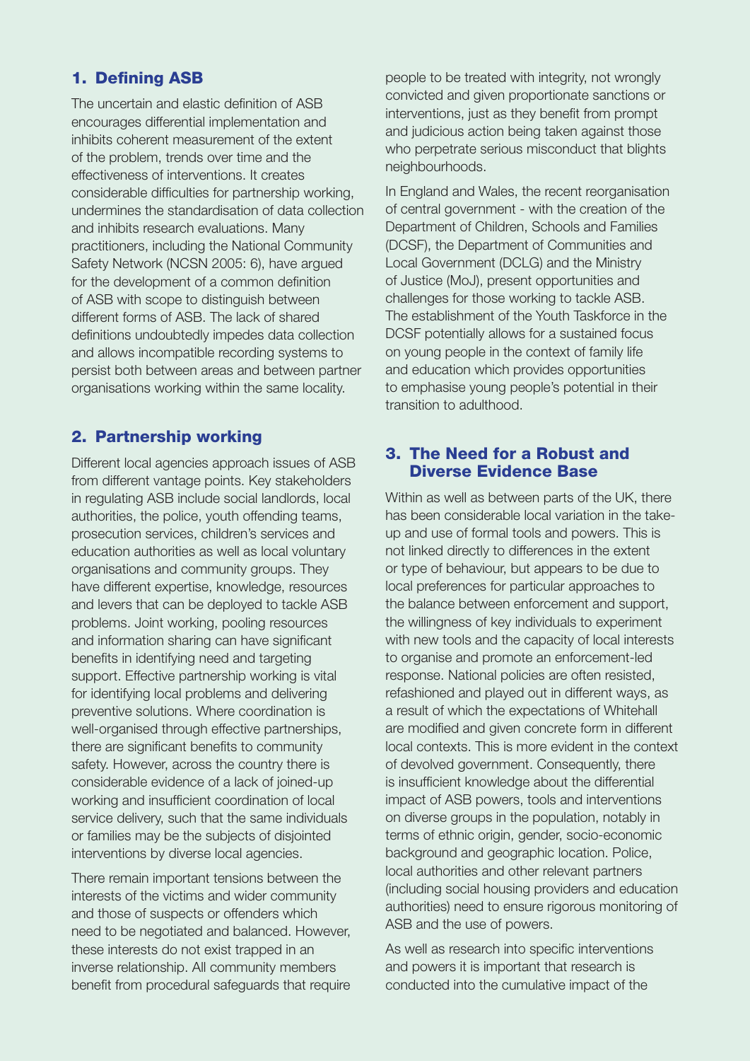## 1. Defining ASB

The uncertain and elastic definition of ASB encourages differential implementation and inhibits coherent measurement of the extent of the problem, trends over time and the effectiveness of interventions. It creates considerable difficulties for partnership working, undermines the standardisation of data collection and inhibits research evaluations. Many practitioners, including the National Community Safety Network (NCSN 2005: 6), have argued for the development of a common definition of ASB with scope to distinguish between different forms of ASB. The lack of shared definitions undoubtedly impedes data collection and allows incompatible recording systems to persist both between areas and between partner organisations working within the same locality.

## 2. Partnership working

Different local agencies approach issues of ASB from different vantage points. Key stakeholders in regulating ASB include social landlords, local authorities, the police, youth offending teams, prosecution services, children's services and education authorities as well as local voluntary organisations and community groups. They have different expertise, knowledge, resources and levers that can be deployed to tackle ASB problems. Joint working, pooling resources and information sharing can have significant benefits in identifying need and targeting support. Effective partnership working is vital for identifying local problems and delivering preventive solutions. Where coordination is well-organised through effective partnerships, there are significant benefits to community safety. However, across the country there is considerable evidence of a lack of joined-up working and insufficient coordination of local service delivery, such that the same individuals or families may be the subjects of disjointed interventions by diverse local agencies.

There remain important tensions between the interests of the victims and wider community and those of suspects or offenders which need to be negotiated and balanced. However, these interests do not exist trapped in an inverse relationship. All community members benefit from procedural safeguards that require people to be treated with integrity, not wrongly convicted and given proportionate sanctions or interventions, just as they benefit from prompt and judicious action being taken against those who perpetrate serious misconduct that blights neighbourhoods.

In England and Wales, the recent reorganisation of central government - with the creation of the Department of Children, Schools and Families (DCSF), the Department of Communities and Local Government (DCLG) and the Ministry of Justice (MoJ), present opportunities and challenges for those working to tackle ASB. The establishment of the Youth Taskforce in the DCSF potentially allows for a sustained focus on young people in the context of family life and education which provides opportunities to emphasise young people's potential in their transition to adulthood.

## 3. The Need for a Robust and Diverse Evidence Base

Within as well as between parts of the UK, there has been considerable local variation in the take-up and use of formal tools and powers. This is not linked directly to differences in the extent or type of behaviour, but appears to be due to local preferences for particular approaches to the balance between enforcement and support, the willingness of key individuals to experiment with new tools and the capacity of local interests to organise and promote an enforcement-led response. National policies are often resisted, refashioned and played out in different ways, as a result of which the expectations of Whitehall are modified and given concrete form in different local contexts. This is more evident in the context of devolved government. Consequently, there is insufficient knowledge about the differential impact of ASB powers, tools and interventions on diverse groups in the population, notably in terms of ethnic origin, gender, socio-economic background and geographic location. Police, local authorities and other relevant partners (including social housing providers and education authorities) need to ensure rigorous monitoring of ASB and the use of powers.

As well as research into specific interventions and powers it is important that research is conducted into the cumulative impact of the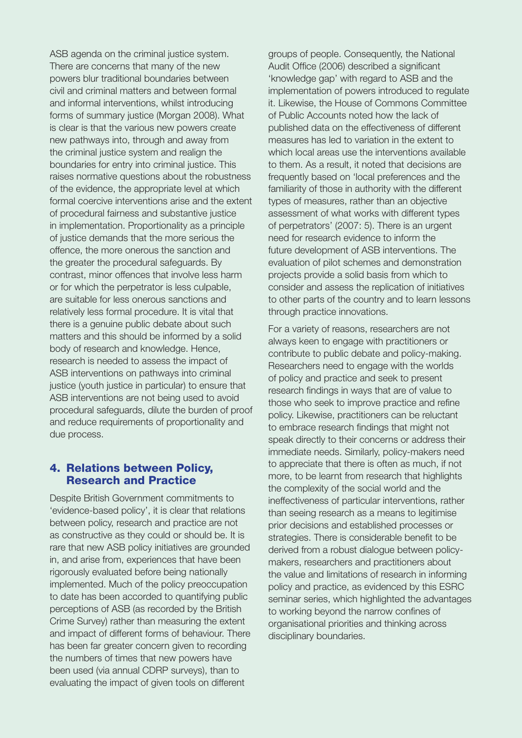ASB agenda on the criminal justice system. There are concerns that many of the new powers blur traditional boundaries between civil and criminal matters and between formal and informal interventions, whilst introducing forms of summary justice (Morgan 2008). What is clear is that the various new powers create new pathways into, through and away from the criminal justice system and realign the boundaries for entry into criminal justice. This raises normative questions about the robustness of the evidence, the appropriate level at which formal coercive interventions arise and the extent of procedural fairness and substantive justice in implementation. Proportionality as a principle of justice demands that the more serious the offence, the more onerous the sanction and the greater the procedural safeguards. By contrast, minor offences that involve less harm or for which the perpetrator is less culpable, are suitable for less onerous sanctions and relatively less formal procedure. It is vital that there is a genuine public debate about such matters and this should be informed by a solid body of research and knowledge. Hence, research is needed to assess the impact of ASB interventions on pathways into criminal justice (youth justice in particular) to ensure that ASB interventions are not being used to avoid procedural safeguards, dilute the burden of proof and reduce requirements of proportionality and due process.

## 4. Relations between Policy, Research and Practice

Despite British Government commitments to 'evidence-based policy', it is clear that relations between policy, research and practice are not as constructive as they could or should be. It is rare that new ASB policy initiatives are grounded in, and arise from, experiences that have been rigorously evaluated before being nationally implemented. Much of the policy preoccupation to date has been accorded to quantifying public perceptions of ASB (as recorded by the British Crime Survey) rather than measuring the extent and impact of different forms of behaviour. There has been far greater concern given to recording the numbers of times that new powers have been used (via annual CDRP surveys), than to evaluating the impact of given tools on different groups of people. Consequently, the National Audit Office (2006) described a significant 'knowledge gap' with regard to ASB and the implementation of powers introduced to regulate it. Likewise, the House of Commons Committee of Public Accounts noted how the lack of published data on the effectiveness of different measures has led to variation in the extent to which local areas use the interventions available to them. As a result, it noted that decisions are frequently based on 'local preferences and the familiarity of those in authority with the different types of measures, rather than an objective assessment of what works with different types of perpetrators' (2007: 5). There is an urgent need for research evidence to inform the future development of ASB interventions. The evaluation of pilot schemes and demonstration projects provide a solid basis from which to consider and assess the replication of initiatives to other parts of the country and to learn lessons through practice innovations.

For a variety of reasons, researchers are not always keen to engage with practitioners or contribute to public debate and policy-making. Researchers need to engage with the worlds of policy and practice and seek to present research findings in ways that are of value to those who seek to improve practice and refine policy. Likewise, practitioners can be reluctant to embrace research findings that might not speak directly to their concerns or address their immediate needs. Similarly, policy-makers need to appreciate that there is often as much, if not more, to be learnt from research that highlights the complexity of the social world and the ineffectiveness of particular interventions, rather than seeing research as a means to legitimise prior decisions and established processes or strategies. There is considerable benefit to be derived from a robust dialogue between policy-makers, researchers and practitioners about the value and limitations of research in informing policy and practice, as evidenced by this ESRC seminar series, which highlighted the advantages to working beyond the narrow confines of organisational priorities and thinking across disciplinary boundaries.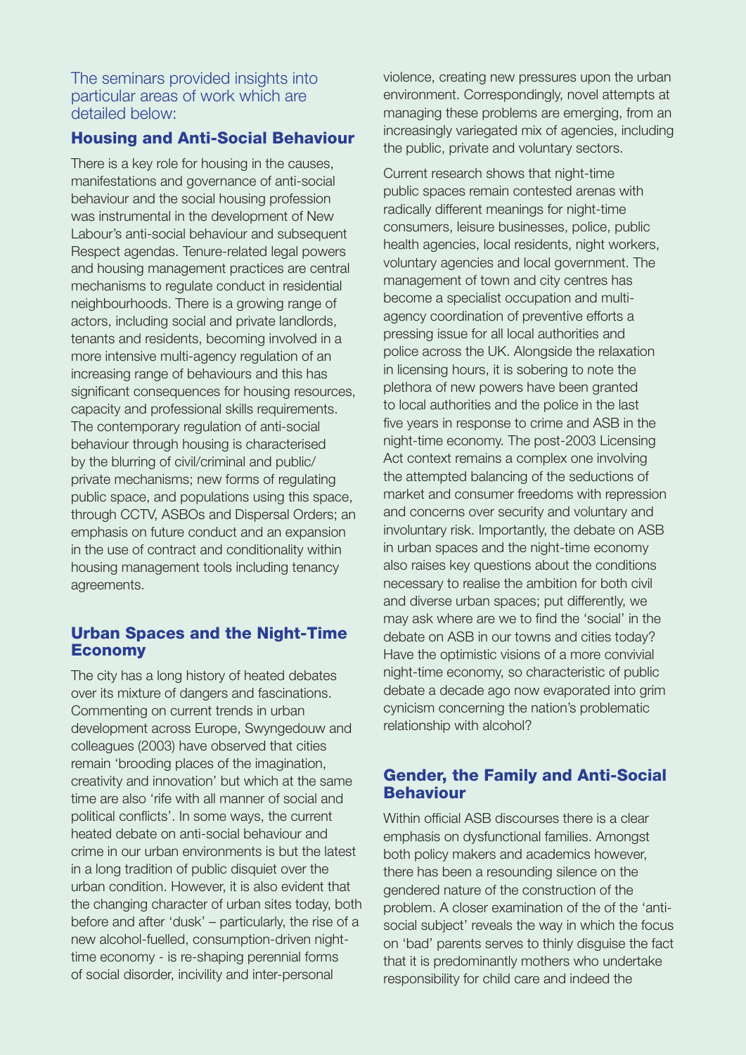The seminars provided insights into particular areas of work which are detailed below:

## Housing and Anti-Social Behaviour

There is a key role for housing in the causes, manifestations and governance of anti-social behaviour and the social housing profession was instrumental in the development of New Labour's anti-social behaviour and subsequent Respect agendas. Tenure-related legal powers and housing management practices are central mechanisms to regulate conduct in residential neighbourhoods. There is a growing range of actors, including social and private landlords, tenants and residents, becoming involved in a more intensive multi-agency regulation of an increasing range of behaviours and this has significant consequences for housing resources, capacity and professional skills requirements. The contemporary regulation of anti-social behaviour through housing is characterised by the blurring of civil/criminal and public/private mechanisms; new forms of regulating public space, and populations using this space, through CCTV, ASBOs and Dispersal Orders; an emphasis on future conduct and an expansion in the use of contract and conditionality within housing management tools including tenancy agreements.

## Urban Spaces and the Night-Time Economy

The city has a long history of heated debates over its mixture of dangers and fascinations. Commenting on current trends in urban development across Europe, Swyngedouw and colleagues (2003) have observed that cities remain 'brooding places of the imagination, creativity and innovation' but which at the same time are also 'rife with all manner of social and political conflicts'. In some ways, the current heated debate on anti-social behaviour and crime in our urban environments is but the latest in a long tradition of public disquiet over the urban condition. However, it is also evident that the changing character of urban sites today, both before and after 'dusk' – particularly, the rise of a new alcohol-fuelled, consumption-driven night-time economy - is re-shaping perennial forms of social disorder, incivility and inter-personal violence, creating new pressures upon the urban environment. Correspondingly, novel attempts at managing these problems are emerging, from an increasingly variegated mix of agencies, including the public, private and voluntary sectors.

Current research shows that night-time public spaces remain contested arenas with radically different meanings for night-time consumers, leisure businesses, police, public health agencies, local residents, night workers, voluntary agencies and local government. The management of town and city centres has become a specialist occupation and multi-agency coordination of preventive efforts a pressing issue for all local authorities and police across the UK. Alongside the relaxation in licensing hours, it is sobering to note the plethora of new powers have been granted to local authorities and the police in the last five years in response to crime and ASB in the night-time economy. The post-2003 Licensing Act context remains a complex one involving the attempted balancing of the seductions of market and consumer freedoms with repression and concerns over security and voluntary and involuntary risk. Importantly, the debate on ASB in urban spaces and the night-time economy also raises key questions about the conditions necessary to realise the ambition for both civil and diverse urban spaces; put differently, we may ask where are we to find the 'social' in the debate on ASB in our towns and cities today? Have the optimistic visions of a more convivial night-time economy, so characteristic of public debate a decade ago now evaporated into grim cynicism concerning the nation's problematic relationship with alcohol?

## Gender, the Family and Anti-Social Behaviour

Within official ASB discourses there is a clear emphasis on dysfunctional families. Amongst both policy makers and academics however, there has been a resounding silence on the gendered nature of the construction of the problem. A closer examination of the of the 'anti-social subject' reveals the way in which the focus on 'bad' parents serves to thinly disguise the fact that it is predominantly mothers who undertake responsibility for child care and indeed the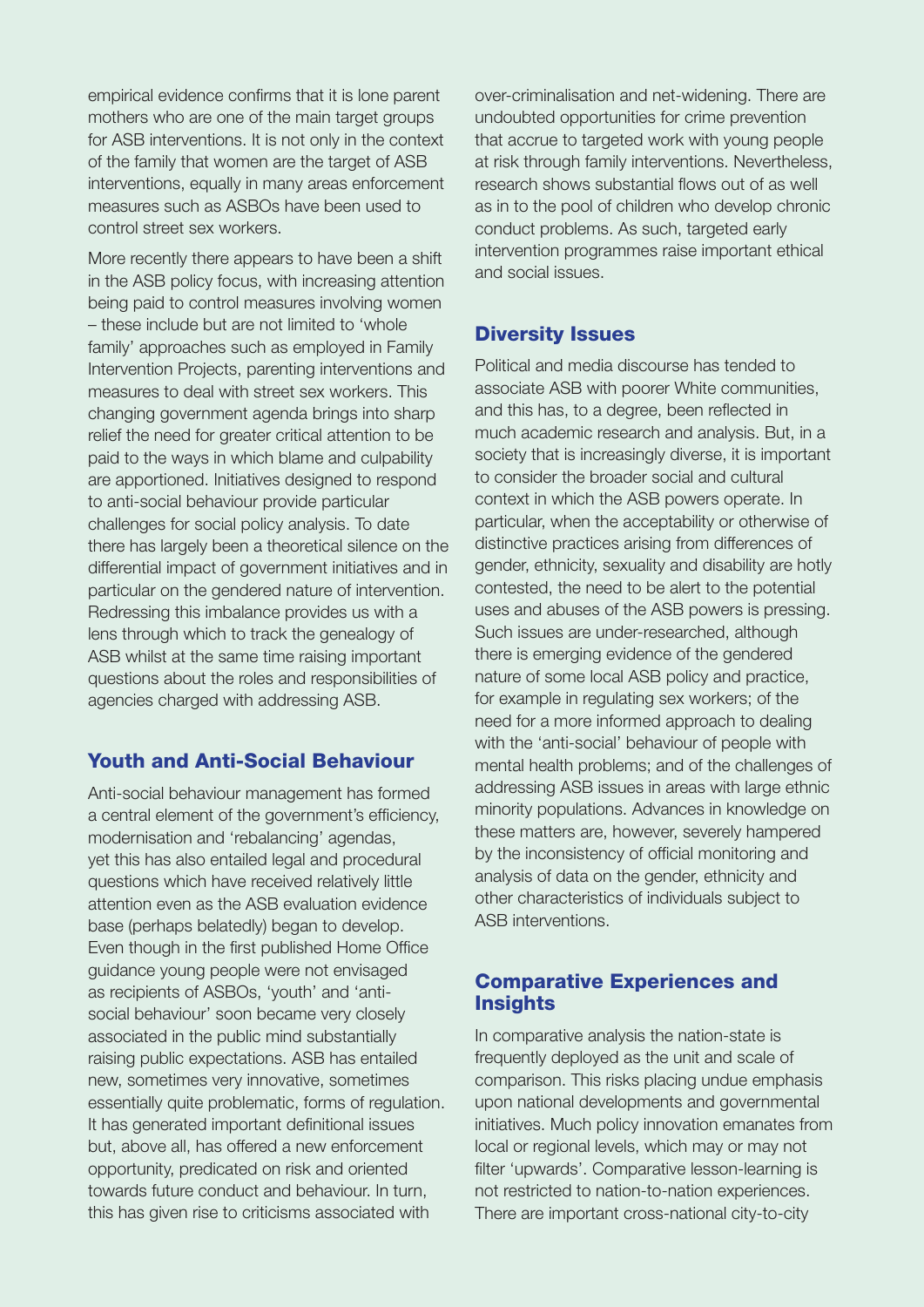empirical evidence confirms that it is lone parent mothers who are one of the main target groups for ASB interventions. It is not only in the context of the family that women are the target of ASB interventions, equally in many areas enforcement measures such as ASBOs have been used to control street sex workers.

More recently there appears to have been a shift in the ASB policy focus, with increasing attention being paid to control measures involving women – these include but are not limited to 'whole family' approaches such as employed in Family Intervention Projects, parenting interventions and measures to deal with street sex workers. This changing government agenda brings into sharp relief the need for greater critical attention to be paid to the ways in which blame and culpability are apportioned. Initiatives designed to respond to anti-social behaviour provide particular challenges for social policy analysis. To date there has largely been a theoretical silence on the differential impact of government initiatives and in particular on the gendered nature of intervention. Redressing this imbalance provides us with a lens through which to track the genealogy of ASB whilst at the same time raising important questions about the roles and responsibilities of agencies charged with addressing ASB.

## Youth and Anti-Social Behaviour

Anti-social behaviour management has formed a central element of the government's efficiency, modernisation and 'rebalancing' agendas, yet this has also entailed legal and procedural questions which have received relatively little attention even as the ASB evaluation evidence base (perhaps belatedly) began to develop. Even though in the first published Home Office guidance young people were not envisaged as recipients of ASBOs, 'youth' and 'anti-social behaviour' soon became very closely associated in the public mind substantially raising public expectations. ASB has entailed new, sometimes very innovative, sometimes essentially quite problematic, forms of regulation. It has generated important definitional issues but, above all, has offered a new enforcement opportunity, predicated on risk and oriented towards future conduct and behaviour. In turn, this has given rise to criticisms associated with over-criminalisation and net-widening. There are undoubted opportunities for crime prevention that accrue to targeted work with young people at risk through family interventions. Nevertheless, research shows substantial flows out of as well as in to the pool of children who develop chronic conduct problems. As such, targeted early intervention programmes raise important ethical and social issues.

## Diversity Issues

Political and media discourse has tended to associate ASB with poorer White communities, and this has, to a degree, been reflected in much academic research and analysis. But, in a society that is increasingly diverse, it is important to consider the broader social and cultural context in which the ASB powers operate. In particular, when the acceptability or otherwise of distinctive practices arising from differences of gender, ethnicity, sexuality and disability are hotly contested, the need to be alert to the potential uses and abuses of the ASB powers is pressing. Such issues are under-researched, although there is emerging evidence of the gendered nature of some local ASB policy and practice, for example in regulating sex workers; of the need for a more informed approach to dealing with the 'anti-social' behaviour of people with mental health problems; and of the challenges of addressing ASB issues in areas with large ethnic minority populations. Advances in knowledge on these matters are, however, severely hampered by the inconsistency of official monitoring and analysis of data on the gender, ethnicity and other characteristics of individuals subject to ASB interventions.

## Comparative Experiences and Insights

In comparative analysis the nation-state is frequently deployed as the unit and scale of comparison. This risks placing undue emphasis upon national developments and governmental initiatives. Much policy innovation emanates from local or regional levels, which may or may not filter 'upwards'. Comparative lesson-learning is not restricted to nation-to-nation experiences. There are important cross-national city-to-city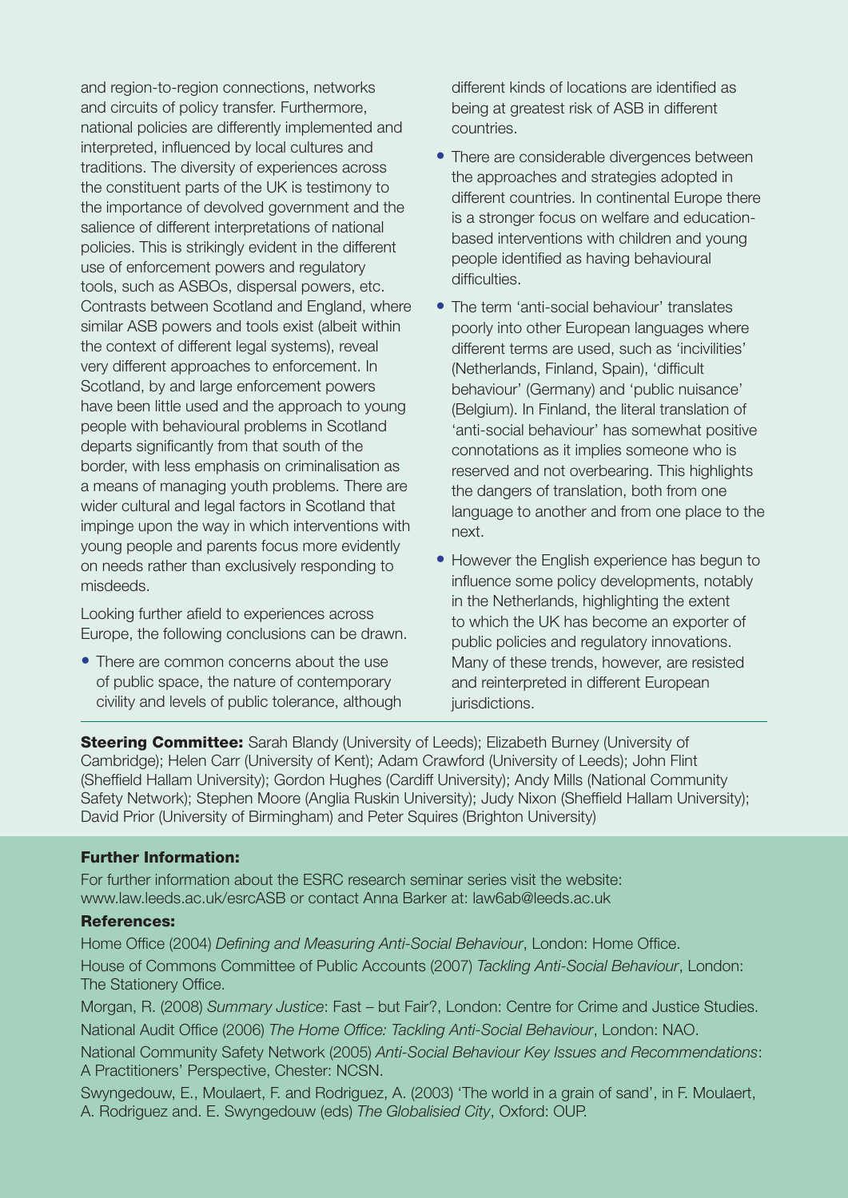and region-to-region connections, networks and circuits of policy transfer. Furthermore, national policies are differently implemented and interpreted, influenced by local cultures and traditions. The diversity of experiences across the constituent parts of the UK is testimony to the importance of devolved government and the salience of different interpretations of national policies. This is strikingly evident in the different use of enforcement powers and regulatory tools, such as ASBOs, dispersal powers, etc. Contrasts between Scotland and England, where similar ASB powers and tools exist (albeit within the context of different legal systems), reveal very different approaches to enforcement. In Scotland, by and large enforcement powers have been little used and the approach to young people with behavioural problems in Scotland departs significantly from that south of the border, with less emphasis on criminalisation as a means of managing youth problems. There are wider cultural and legal factors in Scotland that impinge upon the way in which interventions with young people and parents focus more evidently on needs rather than exclusively responding to misdeeds.

Looking further afield to experiences across Europe, the following conclusions can be drawn.

- There are common concerns about the use of public space, the nature of contemporary civility and levels of public tolerance, although different kinds of locations are identified as being at greatest risk of ASB in different countries.
- There are considerable divergences between the approaches and strategies adopted in different countries. In continental Europe there is a stronger focus on welfare and education-based interventions with children and young people identified as having behavioural difficulties.
- The term 'anti-social behaviour' translates poorly into other European languages where different terms are used, such as 'incivilities' (Netherlands, Finland, Spain), 'difficult behaviour' (Germany) and 'public nuisance' (Belgium). In Finland, the literal translation of 'anti-social behaviour' has somewhat positive connotations as it implies someone who is reserved and not overbearing. This highlights the dangers of translation, both from one language to another and from one place to the next.
- However the English experience has begun to influence some policy developments, notably in the Netherlands, highlighting the extent to which the UK has become an exporter of public policies and regulatory innovations. Many of these trends, however, are resisted and reinterpreted in different European jurisdictions.

**Steering Committee:** Sarah Blandy (University of Leeds); Elizabeth Burney (University of Cambridge); Helen Carr (University of Kent); Adam Crawford (University of Leeds); John Flint (Sheffield Hallam University); Gordon Hughes (Cardiff University); Andy Mills (National Community Safety Network); Stephen Moore (Anglia Ruskin University); Judy Nixon (Sheffield Hallam University); David Prior (University of Birmingham) and Peter Squires (Brighton University)

**Further Information:**

For further information about the ESRC research seminar series visit the website: www.law.leeds.ac.uk/esrcASB or contact Anna Barker at: law6ab@leeds.ac.uk

**References:**

Home Office (2004) *Defining and Measuring Anti-Social Behaviour*, London: Home Office.

House of Commons Committee of Public Accounts (2007) *Tackling Anti-Social Behaviour*, London: The Stationery Office.

Morgan, R. (2008) *Summary Justice*: Fast – but Fair?, London: Centre for Crime and Justice Studies.

National Audit Office (2006) *The Home Office: Tackling Anti-Social Behaviour*, London: NAO.

National Community Safety Network (2005) *Anti-Social Behaviour Key Issues and Recommendations*: A Practitioners' Perspective, Chester: NCSN.

Swyngedouw, E., Moulaert, F. and Rodriguez, A. (2003) 'The world in a grain of sand', in F. Moulaert, A. Rodriguez and. E. Swyngedouw (eds) *The Globalisied City*, Oxford: OUP.